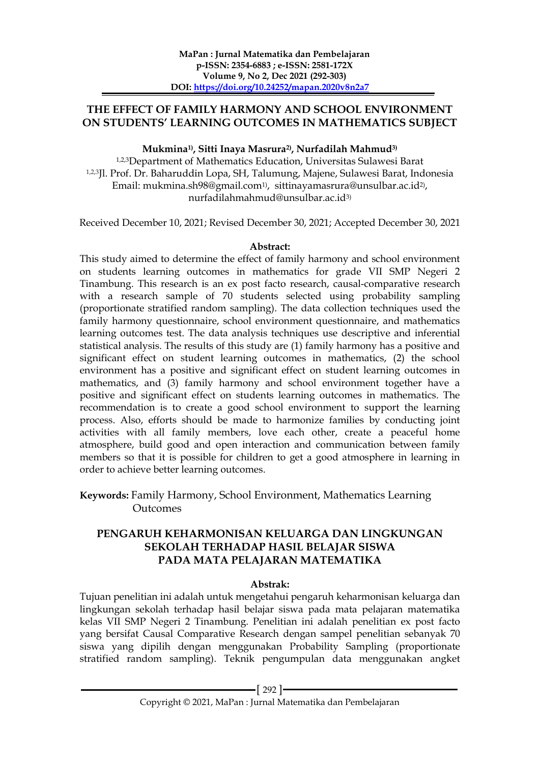# THE EFFECT OF FAMILY HARMONY AND SCHOOL ENVIRONMENT ON STUDENTS' LEARNING OUTCOMES IN MATHEMATICS SUBJECT

**Mukmina[1], Sitti Inaya Masrura[2], Nurfadilah Mahmud[3]**

[1,2,3]Department of Mathematics Education, Universitas Sulawesi Barat
[1,2,3]Jl. Prof. Dr. Baharuddin Lopa, SH, Talumung, Majene, Sulawesi Barat, Indonesia
Email: mukmina.sh98@gmail.com[1], sittinayamasrura@unsulbar.ac.id[2], nurfadilahmahmud@unsulbar.ac.id[3]

Received December 10, 2021; Revised December 30, 2021; Accepted December 30, 2021

**Abstract:**

This study aimed to determine the effect of family harmony and school environment on students learning outcomes in mathematics for grade VII SMP Negeri 2 Tinambung. This research is an ex post facto research, causal-comparative research with a research sample of 70 students selected using probability sampling (proportionate stratified random sampling). The data collection techniques used the family harmony questionnaire, school environment questionnaire, and mathematics learning outcomes test. The data analysis techniques use descriptive and inferential statistical analysis. The results of this study are (1) family harmony has a positive and significant effect on student learning outcomes in mathematics, (2) the school environment has a positive and significant effect on student learning outcomes in mathematics, and (3) family harmony and school environment together have a positive and significant effect on students learning outcomes in mathematics. The recommendation is to create a good school environment to support the learning process. Also, efforts should be made to harmonize families by conducting joint activities with all family members, love each other, create a peaceful home atmosphere, build good and open interaction and communication between family members so that it is possible for children to get a good atmosphere in learning in order to achieve better learning outcomes.

**Keywords:** Family Harmony, School Environment, Mathematics Learning Outcomes

# PENGARUH KEHARMONISAN KELUARGA DAN LINGKUNGAN SEKOLAH TERHADAP HASIL BELAJAR SISWA PADA MATA PELAJARAN MATEMATIKA

**Abstrak:**

Tujuan penelitian ini adalah untuk mengetahui pengaruh keharmonisan keluarga dan lingkungan sekolah terhadap hasil belajar siswa pada mata pelajaran matematika kelas VII SMP Negeri 2 Tinambung. Penelitian ini adalah penelitian ex post facto yang bersifat Causal Comparative Research dengan sampel penelitian sebanyak 70 siswa yang dipilih dengan menggunakan Probability Sampling (proportionate stratified random sampling). Teknik pengumpulan data menggunakan angket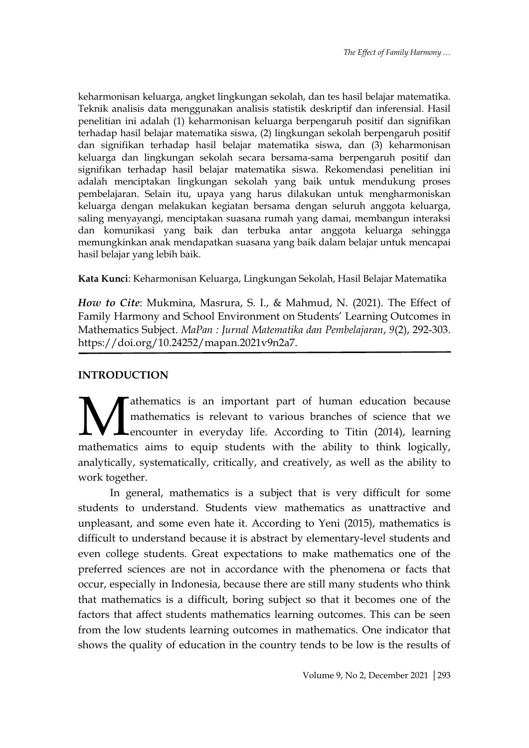keharmonisan keluarga, angket lingkungan sekolah, dan tes hasil belajar matematika. Teknik analisis data menggunakan analisis statistik deskriptif dan inferensial. Hasil penelitian ini adalah (1) keharmonisan keluarga berpengaruh positif dan signifikan terhadap hasil belajar matematika siswa, (2) lingkungan sekolah berpengaruh positif dan signifikan terhadap hasil belajar matematika siswa, dan (3) keharmonisan keluarga dan lingkungan sekolah secara bersama-sama berpengaruh positif dan signifikan terhadap hasil belajar matematika siswa. Rekomendasi penelitian ini adalah menciptakan lingkungan sekolah yang baik untuk mendukung proses pembelajaran. Selain itu, upaya yang harus dilakukan untuk mengharmoniskan keluarga dengan melakukan kegiatan bersama dengan seluruh anggota keluarga, saling menyayangi, menciptakan suasana rumah yang damai, membangun interaksi dan komunikasi yang baik dan terbuka antar anggota keluarga sehingga memungkinkan anak mendapatkan suasana yang baik dalam belajar untuk mencapai hasil belajar yang lebih baik.

**Kata Kunci**: Keharmonisan Keluarga, Lingkungan Sekolah, Hasil Belajar Matematika

***How to Cite***: Mukmina, Masrura, S. I., & Mahmud, N. (2021). The Effect of Family Harmony and School Environment on Students' Learning Outcomes in Mathematics Subject. *MaPan : Jurnal Matematika dan Pembelajaran*, *9*(2), 292-303. https://doi.org/10.24252/mapan.2021v9n2a7.

## INTRODUCTION

Mathematics is an important part of human education because mathematics is relevant to various branches of science that we encounter in everyday life. According to Titin (2014), learning mathematics aims to equip students with the ability to think logically, analytically, systematically, critically, and creatively, as well as the ability to work together.

In general, mathematics is a subject that is very difficult for some students to understand. Students view mathematics as unattractive and unpleasant, and some even hate it. According to Yeni (2015), mathematics is difficult to understand because it is abstract by elementary-level students and even college students. Great expectations to make mathematics one of the preferred sciences are not in accordance with the phenomena or facts that occur, especially in Indonesia, because there are still many students who think that mathematics is a difficult, boring subject so that it becomes one of the factors that affect students mathematics learning outcomes. This can be seen from the low students learning outcomes in mathematics. One indicator that shows the quality of education in the country tends to be low is the results of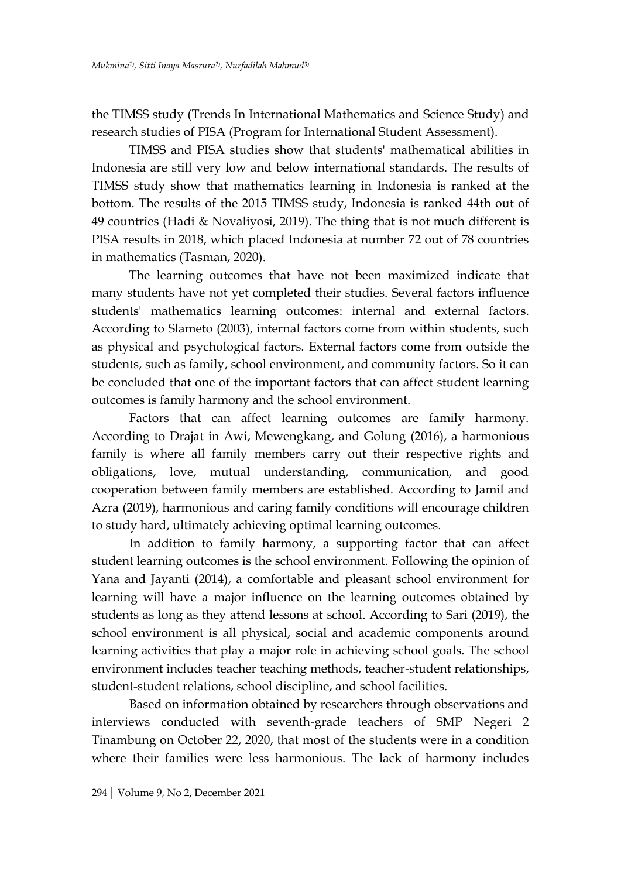the TIMSS study (Trends In International Mathematics and Science Study) and research studies of PISA (Program for International Student Assessment).

TIMSS and PISA studies show that students' mathematical abilities in Indonesia are still very low and below international standards. The results of TIMSS study show that mathematics learning in Indonesia is ranked at the bottom. The results of the 2015 TIMSS study, Indonesia is ranked 44th out of 49 countries (Hadi & Novaliyosi, 2019). The thing that is not much different is PISA results in 2018, which placed Indonesia at number 72 out of 78 countries in mathematics (Tasman, 2020).

The learning outcomes that have not been maximized indicate that many students have not yet completed their studies. Several factors influence students' mathematics learning outcomes: internal and external factors. According to Slameto (2003), internal factors come from within students, such as physical and psychological factors. External factors come from outside the students, such as family, school environment, and community factors. So it can be concluded that one of the important factors that can affect student learning outcomes is family harmony and the school environment.

Factors that can affect learning outcomes are family harmony. According to Drajat in Awi, Mewengkang, and Golung (2016), a harmonious family is where all family members carry out their respective rights and obligations, love, mutual understanding, communication, and good cooperation between family members are established. According to Jamil and Azra (2019), harmonious and caring family conditions will encourage children to study hard, ultimately achieving optimal learning outcomes.

In addition to family harmony, a supporting factor that can affect student learning outcomes is the school environment. Following the opinion of Yana and Jayanti (2014), a comfortable and pleasant school environment for learning will have a major influence on the learning outcomes obtained by students as long as they attend lessons at school. According to Sari (2019), the school environment is all physical, social and academic components around learning activities that play a major role in achieving school goals. The school environment includes teacher teaching methods, teacher-student relationships, student-student relations, school discipline, and school facilities.

Based on information obtained by researchers through observations and interviews conducted with seventh-grade teachers of SMP Negeri 2 Tinambung on October 22, 2020, that most of the students were in a condition where their families were less harmonious. The lack of harmony includes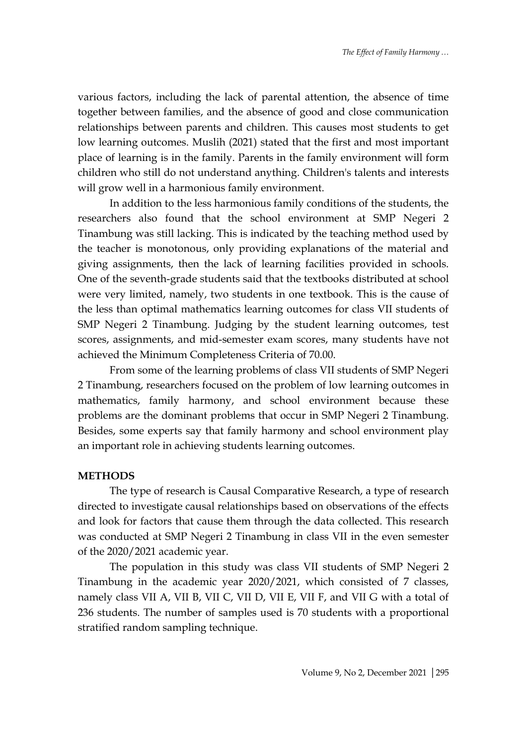various factors, including the lack of parental attention, the absence of time together between families, and the absence of good and close communication relationships between parents and children. This causes most students to get low learning outcomes. Muslih (2021) stated that the first and most important place of learning is in the family. Parents in the family environment will form children who still do not understand anything. Children's talents and interests will grow well in a harmonious family environment.

In addition to the less harmonious family conditions of the students, the researchers also found that the school environment at SMP Negeri 2 Tinambung was still lacking. This is indicated by the teaching method used by the teacher is monotonous, only providing explanations of the material and giving assignments, then the lack of learning facilities provided in schools. One of the seventh-grade students said that the textbooks distributed at school were very limited, namely, two students in one textbook. This is the cause of the less than optimal mathematics learning outcomes for class VII students of SMP Negeri 2 Tinambung. Judging by the student learning outcomes, test scores, assignments, and mid-semester exam scores, many students have not achieved the Minimum Completeness Criteria of 70.00.

From some of the learning problems of class VII students of SMP Negeri 2 Tinambung, researchers focused on the problem of low learning outcomes in mathematics, family harmony, and school environment because these problems are the dominant problems that occur in SMP Negeri 2 Tinambung. Besides, some experts say that family harmony and school environment play an important role in achieving students learning outcomes.

## METHODS

The type of research is Causal Comparative Research, a type of research directed to investigate causal relationships based on observations of the effects and look for factors that cause them through the data collected. This research was conducted at SMP Negeri 2 Tinambung in class VII in the even semester of the 2020/2021 academic year.

The population in this study was class VII students of SMP Negeri 2 Tinambung in the academic year 2020/2021, which consisted of 7 classes, namely class VII A, VII B, VII C, VII D, VII E, VII F, and VII G with a total of 236 students. The number of samples used is 70 students with a proportional stratified random sampling technique.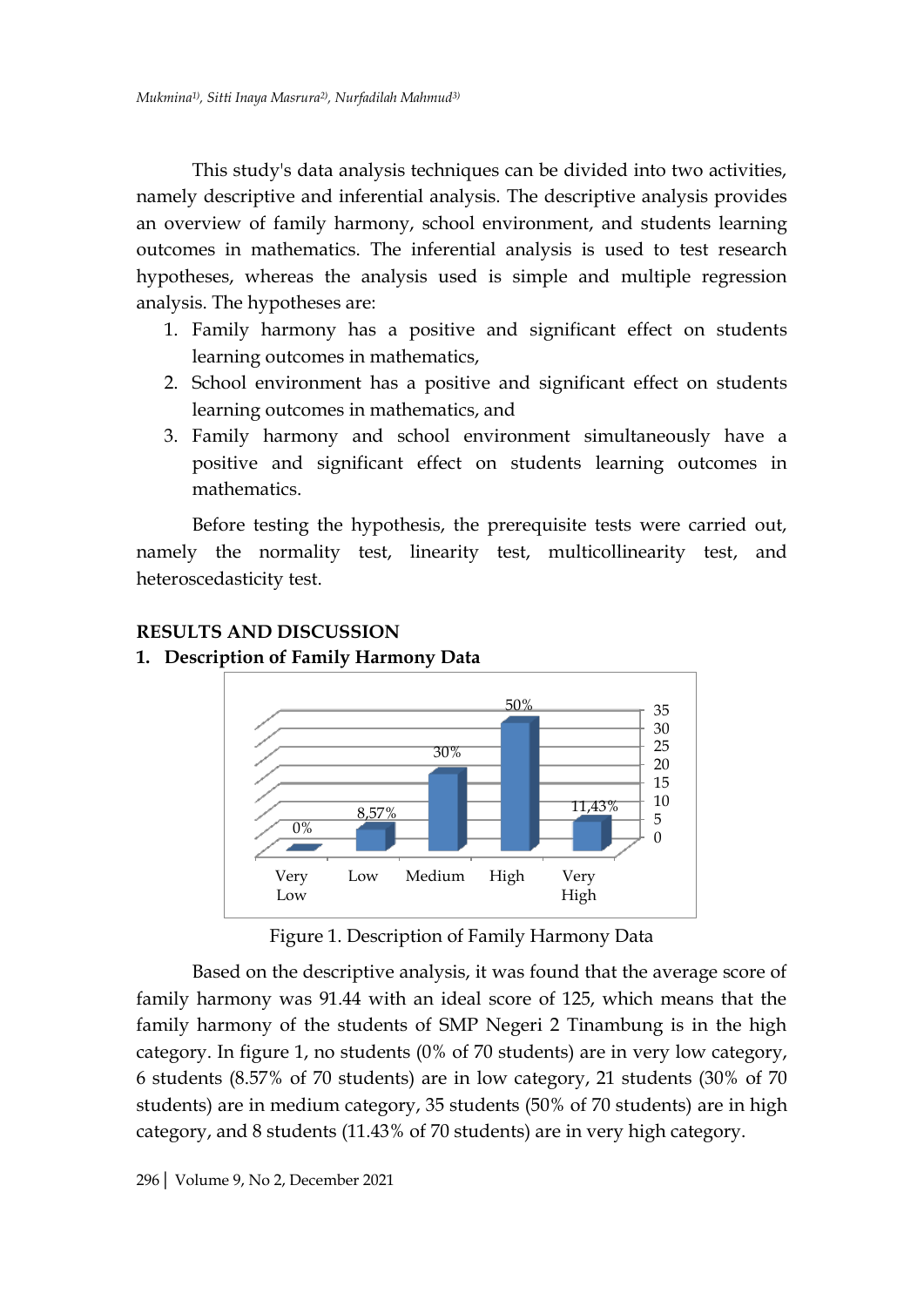This study's data analysis techniques can be divided into two activities, namely descriptive and inferential analysis. The descriptive analysis provides an overview of family harmony, school environment, and students learning outcomes in mathematics. The inferential analysis is used to test research hypotheses, whereas the analysis used is simple and multiple regression analysis. The hypotheses are:

1. Family harmony has a positive and significant effect on students learning outcomes in mathematics,
2. School environment has a positive and significant effect on students learning outcomes in mathematics, and
3. Family harmony and school environment simultaneously have a positive and significant effect on students learning outcomes in mathematics.

Before testing the hypothesis, the prerequisite tests were carried out, namely the normality test, linearity test, multicollinearity test, and heteroscedasticity test.

## RESULTS AND DISCUSSION

### 1. Description of Family Harmony Data

Figure 1. Description of Family Harmony Data

Based on the descriptive analysis, it was found that the average score of family harmony was 91.44 with an ideal score of 125, which means that the family harmony of the students of SMP Negeri 2 Tinambung is in the high category. In figure 1, no students (0% of 70 students) are in very low category, 6 students (8.57% of 70 students) are in low category, 21 students (30% of 70 students) are in medium category, 35 students (50% of 70 students) are in high category, and 8 students (11.43% of 70 students) are in very high category.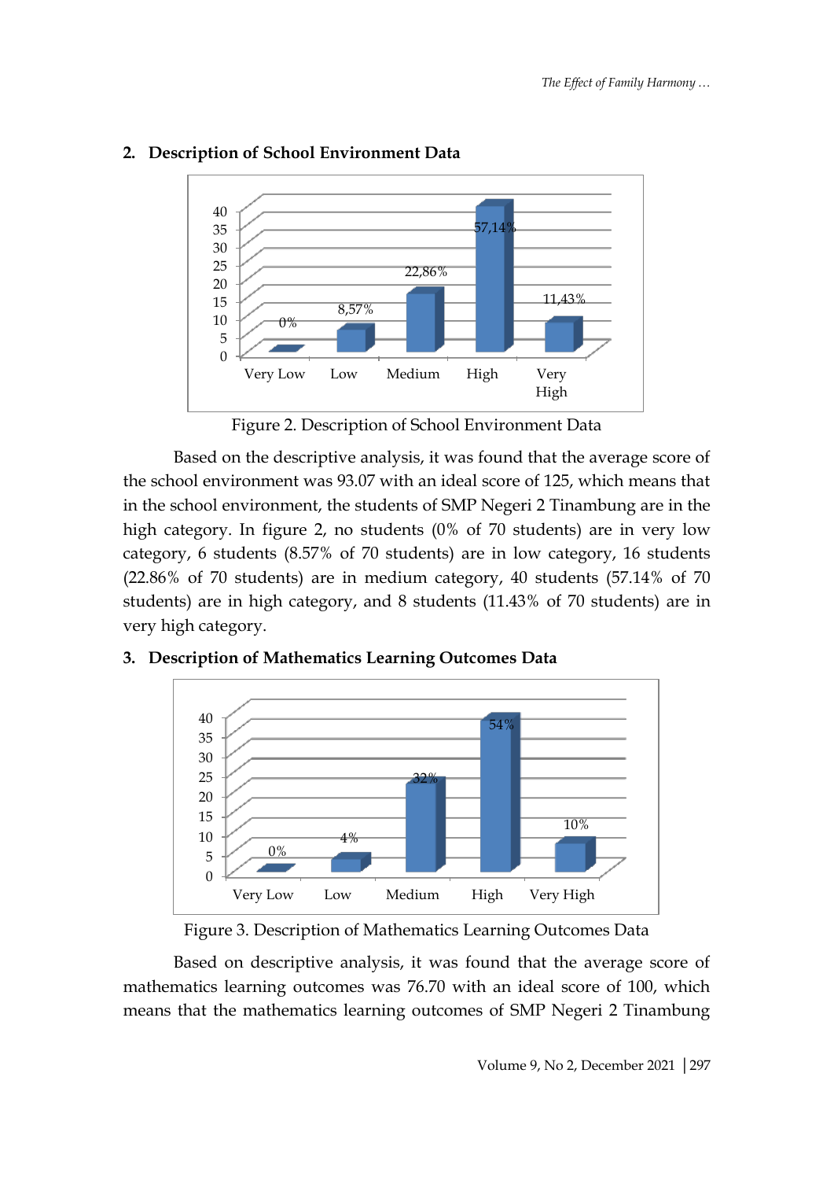### 2. Description of School Environment Data

Figure 2. Description of School Environment Data

Based on the descriptive analysis, it was found that the average score of the school environment was 93.07 with an ideal score of 125, which means that in the school environment, the students of SMP Negeri 2 Tinambung are in the high category. In figure 2, no students (0% of 70 students) are in very low category, 6 students (8.57% of 70 students) are in low category, 16 students (22.86% of 70 students) are in medium category, 40 students (57.14% of 70 students) are in high category, and 8 students (11.43% of 70 students) are in very high category.

### 3. Description of Mathematics Learning Outcomes Data

Figure 3. Description of Mathematics Learning Outcomes Data

Based on descriptive analysis, it was found that the average score of mathematics learning outcomes was 76.70 with an ideal score of 100, which means that the mathematics learning outcomes of SMP Negeri 2 Tinambung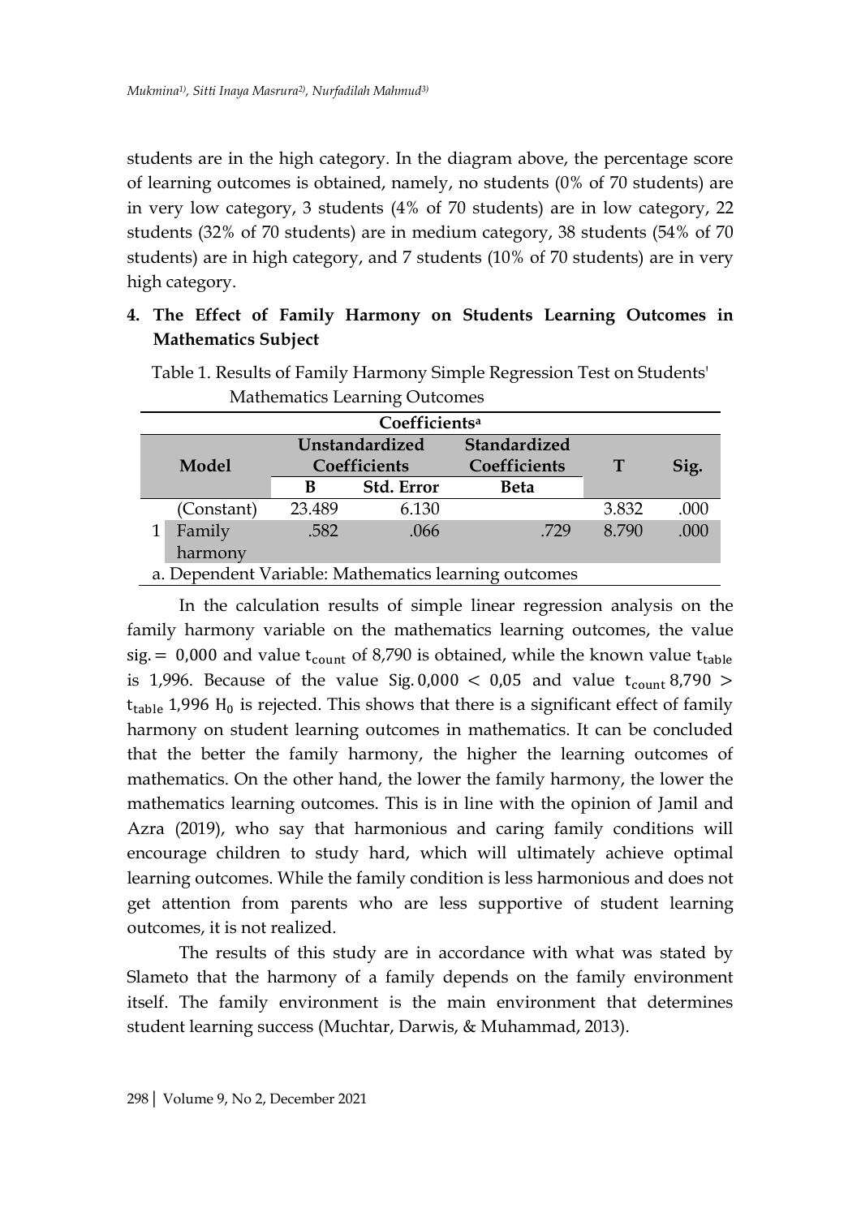students are in the high category. In the diagram above, the percentage score of learning outcomes is obtained, namely, no students (0% of 70 students) are in very low category, 3 students (4% of 70 students) are in low category, 22 students (32% of 70 students) are in medium category, 38 students (54% of 70 students) are in high category, and 7 students (10% of 70 students) are in very high category.

**4. The Effect of Family Harmony on Students Learning Outcomes in Mathematics Subject**

Table 1. Results of Family Harmony Simple Regression Test on Students' Mathematics Learning Outcomes

| Model | | Unstandardized Coefficients | | Standardized Coefficients | T | Sig. |
|---|---|---|---|---|---|---|
| | | B | Std. Error | Beta | | |
| 1 | (Constant) | 23.489 | 6.130 | | 3.832 | .000 |
| | Family harmony | .582 | .066 | .729 | 8.790 | .000 |

a. Dependent Variable: Mathematics learning outcomes

In the calculation results of simple linear regression analysis on the family harmony variable on the mathematics learning outcomes, the value $\text{sig.} = 0{,}000$ and value $t_{count}$ of 8,790 is obtained, while the known value $t_{table}$ is 1,996. Because of the value $\text{Sig.}\, 0{,}000 < 0{,}05$ and value $t_{count}\, 8{,}790 > t_{table}\, 1{,}996$ $H_0$ is rejected. This shows that there is a significant effect of family harmony on student learning outcomes in mathematics. It can be concluded that the better the family harmony, the higher the learning outcomes of mathematics. On the other hand, the lower the family harmony, the lower the mathematics learning outcomes. This is in line with the opinion of Jamil and Azra (2019), who say that harmonious and caring family conditions will encourage children to study hard, which will ultimately achieve optimal learning outcomes. While the family condition is less harmonious and does not get attention from parents who are less supportive of student learning outcomes, it is not realized.

The results of this study are in accordance with what was stated by Slameto that the harmony of a family depends on the family environment itself. The family environment is the main environment that determines student learning success (Muchtar, Darwis, & Muhammad, 2013).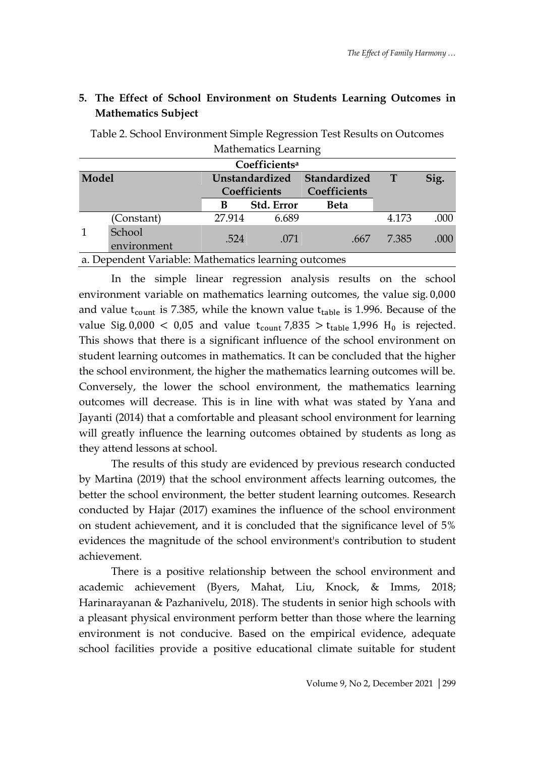## 5. The Effect of School Environment on Students Learning Outcomes in Mathematics Subject

Table 2. School Environment Simple Regression Test Results on Outcomes Mathematics Learning

| Coefficients[a] | | | | | | |
|---|---|---|---|---|---|---|
| Model | | Unstandardized Coefficients | | Standardized Coefficients | T | Sig. |
| | | B | Std. Error | Beta | | |
| 1 | (Constant) | 27.914 | 6.689 | | 4.173 | .000 |
| | School environment | .524 | .071 | .667 | 7.385 | .000 |

a. Dependent Variable: Mathematics learning outcomes

In the simple linear regression analysis results on the school environment variable on mathematics learning outcomes, the value sig. 0,000 and value $t_{count}$ is 7.385, while the known value $t_{table}$ is 1.996. Because of the value Sig. $0{,}000 < 0{,}05$ and value $t_{count}$ $7{,}835 > t_{table}$ $1{,}996$ $H_0$ is rejected. This shows that there is a significant influence of the school environment on student learning outcomes in mathematics. It can be concluded that the higher the school environment, the higher the mathematics learning outcomes will be. Conversely, the lower the school environment, the mathematics learning outcomes will decrease. This is in line with what was stated by Yana and Jayanti (2014) that a comfortable and pleasant school environment for learning will greatly influence the learning outcomes obtained by students as long as they attend lessons at school.

The results of this study are evidenced by previous research conducted by Martina (2019) that the school environment affects learning outcomes, the better the school environment, the better student learning outcomes. Research conducted by Hajar (2017) examines the influence of the school environment on student achievement, and it is concluded that the significance level of 5% evidences the magnitude of the school environment's contribution to student achievement.

There is a positive relationship between the school environment and academic achievement (Byers, Mahat, Liu, Knock, & Imms, 2018; Harinarayanan & Pazhanivelu, 2018). The students in senior high schools with a pleasant physical environment perform better than those where the learning environment is not conducive. Based on the empirical evidence, adequate school facilities provide a positive educational climate suitable for student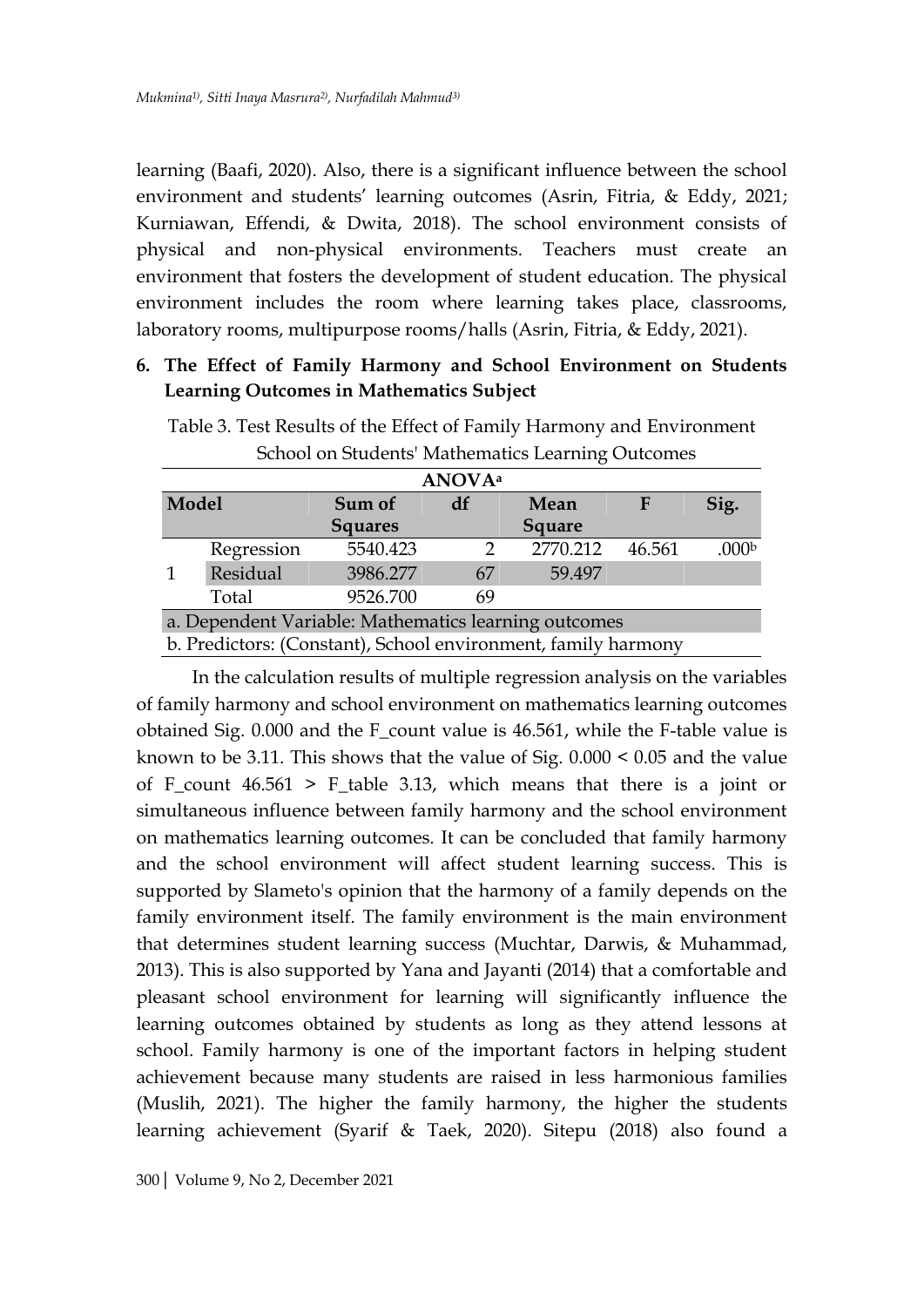learning (Baafi, 2020). Also, there is a significant influence between the school environment and students' learning outcomes (Asrin, Fitria, & Eddy, 2021; Kurniawan, Effendi, & Dwita, 2018). The school environment consists of physical and non-physical environments. Teachers must create an environment that fosters the development of student education. The physical environment includes the room where learning takes place, classrooms, laboratory rooms, multipurpose rooms/halls (Asrin, Fitria, & Eddy, 2021).

### 6. The Effect of Family Harmony and School Environment on Students Learning Outcomes in Mathematics Subject

Table 3. Test Results of the Effect of Family Harmony and Environment School on Students' Mathematics Learning Outcomes

| ANOVA[a] | | | | | | |
|---|---|---|---|---|---|---|
| Model | | Sum of Squares | df | Mean Square | F | Sig. |
| 1 | Regression | 5540.423 | 2 | 2770.212 | 46.561 | .000[b] |
| | Residual | 3986.277 | 67 | 59.497 | | |
| | Total | 9526.700 | 69 | | | |

a. Dependent Variable: Mathematics learning outcomes
b. Predictors: (Constant), School environment, family harmony

In the calculation results of multiple regression analysis on the variables of family harmony and school environment on mathematics learning outcomes obtained Sig. 0.000 and the F_count value is 46.561, while the F-table value is known to be 3.11. This shows that the value of Sig. $0.000 < 0.05$ and the value of F_count $46.561 >$ F_table 3.13, which means that there is a joint or simultaneous influence between family harmony and the school environment on mathematics learning outcomes. It can be concluded that family harmony and the school environment will affect student learning success. This is supported by Slameto's opinion that the harmony of a family depends on the family environment itself. The family environment is the main environment that determines student learning success (Muchtar, Darwis, & Muhammad, 2013). This is also supported by Yana and Jayanti (2014) that a comfortable and pleasant school environment for learning will significantly influence the learning outcomes obtained by students as long as they attend lessons at school. Family harmony is one of the important factors in helping student achievement because many students are raised in less harmonious families (Muslih, 2021). The higher the family harmony, the higher the students learning achievement (Syarif & Taek, 2020). Sitepu (2018) also found a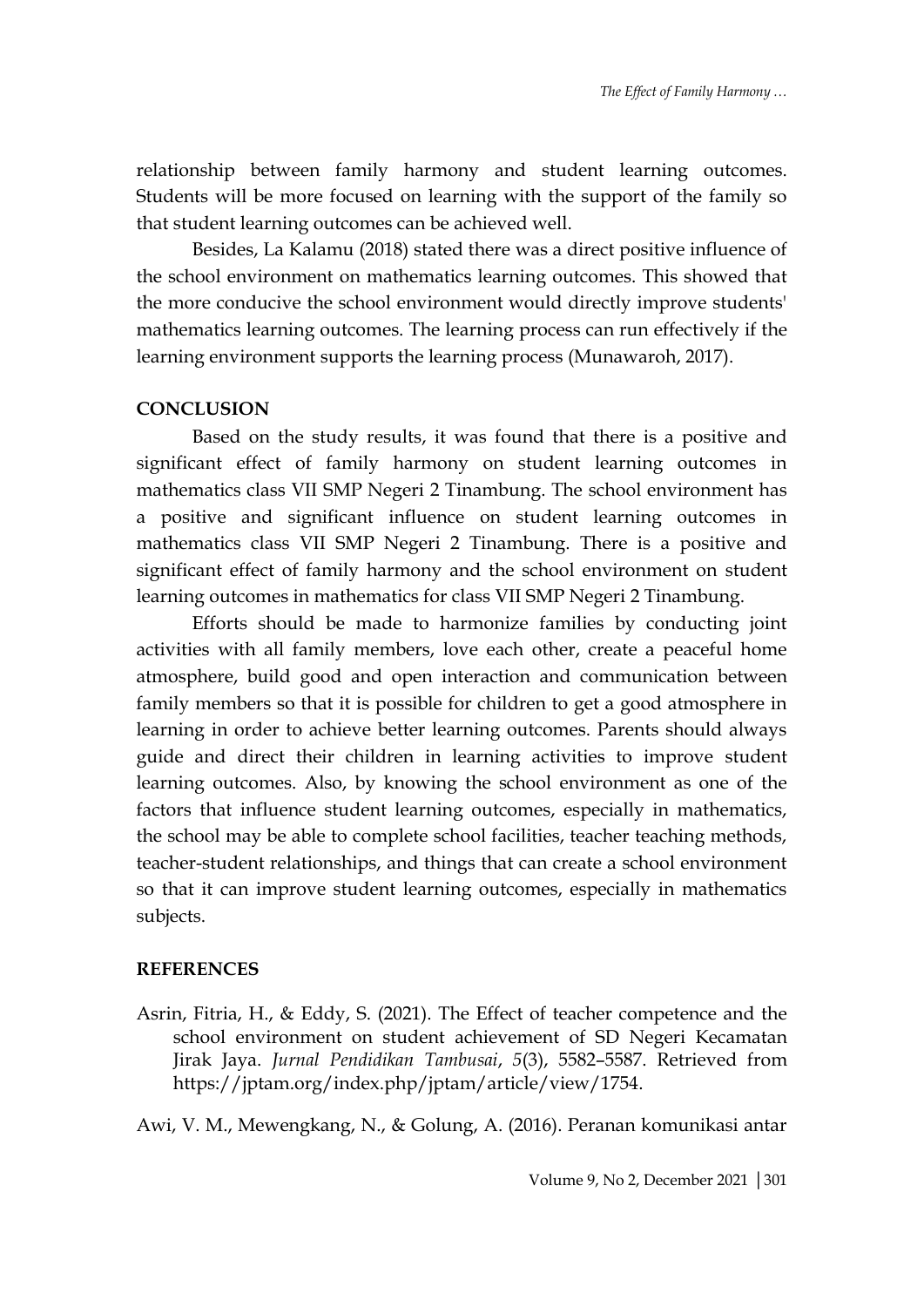relationship between family harmony and student learning outcomes. Students will be more focused on learning with the support of the family so that student learning outcomes can be achieved well.

Besides, La Kalamu (2018) stated there was a direct positive influence of the school environment on mathematics learning outcomes. This showed that the more conducive the school environment would directly improve students' mathematics learning outcomes. The learning process can run effectively if the learning environment supports the learning process (Munawaroh, 2017).

## CONCLUSION

Based on the study results, it was found that there is a positive and significant effect of family harmony on student learning outcomes in mathematics class VII SMP Negeri 2 Tinambung. The school environment has a positive and significant influence on student learning outcomes in mathematics class VII SMP Negeri 2 Tinambung. There is a positive and significant effect of family harmony and the school environment on student learning outcomes in mathematics for class VII SMP Negeri 2 Tinambung.

Efforts should be made to harmonize families by conducting joint activities with all family members, love each other, create a peaceful home atmosphere, build good and open interaction and communication between family members so that it is possible for children to get a good atmosphere in learning in order to achieve better learning outcomes. Parents should always guide and direct their children in learning activities to improve student learning outcomes. Also, by knowing the school environment as one of the factors that influence student learning outcomes, especially in mathematics, the school may be able to complete school facilities, teacher teaching methods, teacher-student relationships, and things that can create a school environment so that it can improve student learning outcomes, especially in mathematics subjects.

## REFERENCES

Asrin, Fitria, H., & Eddy, S. (2021). The Effect of teacher competence and the school environment on student achievement of SD Negeri Kecamatan Jirak Jaya. *Jurnal Pendidikan Tambusai*, *5*(3), 5582–5587. Retrieved from https://jptam.org/index.php/jptam/article/view/1754.

Awi, V. M., Mewengkang, N., & Golung, A. (2016). Peranan komunikasi antar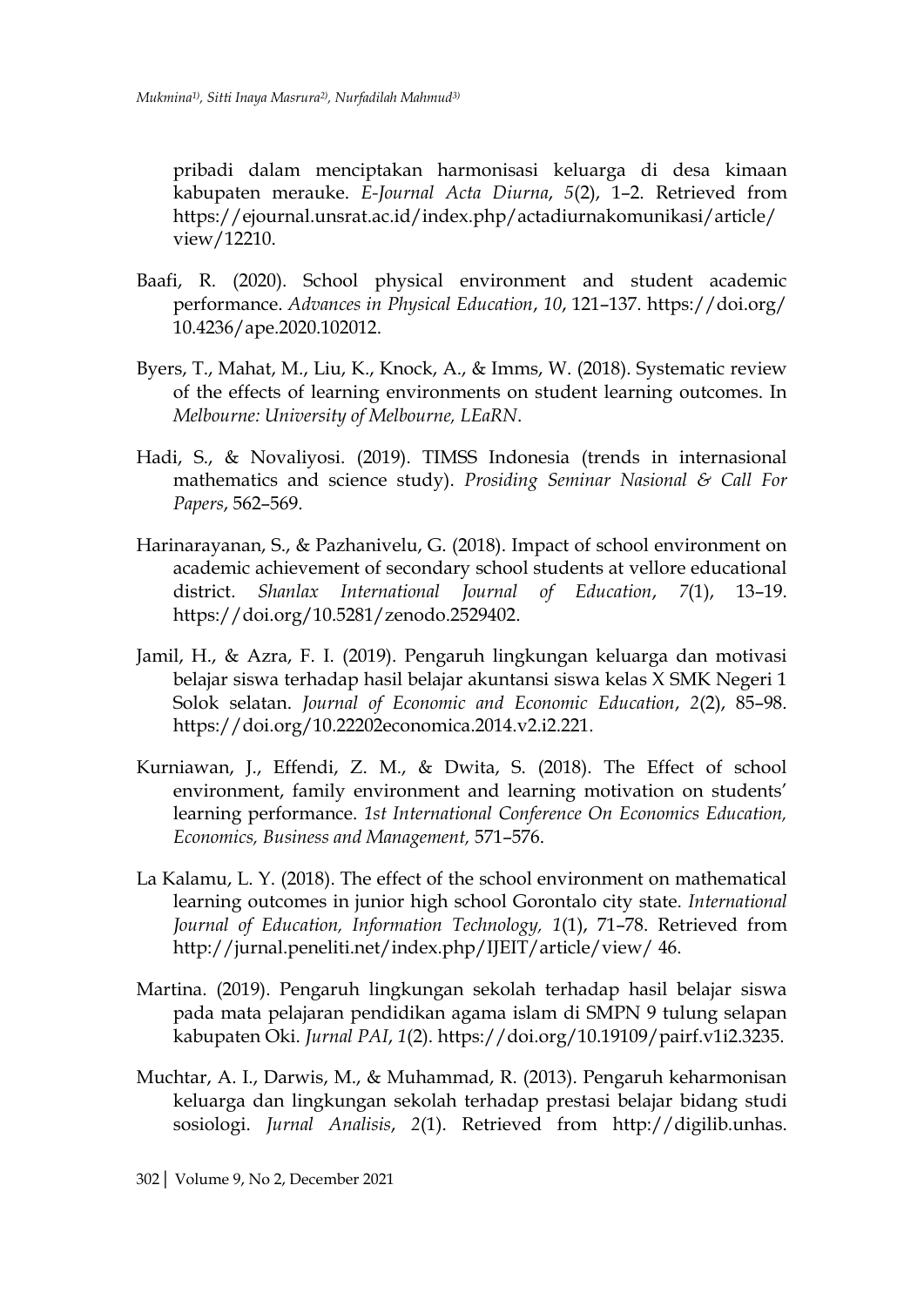pribadi dalam menciptakan harmonisasi keluarga di desa kimaan kabupaten merauke. *E-Journal Acta Diurna*, *5*(2), 1–2. Retrieved from https://ejournal.unsrat.ac.id/index.php/actadiurnakomunikasi/article/view/12210.

Baafi, R. (2020). School physical environment and student academic performance. *Advances in Physical Education*, *10*, 121–137. https://doi.org/10.4236/ape.2020.102012.

Byers, T., Mahat, M., Liu, K., Knock, A., & Imms, W. (2018). Systematic review of the effects of learning environments on student learning outcomes. In *Melbourne: University of Melbourne, LEaRN*.

Hadi, S., & Novaliyosi. (2019). TIMSS Indonesia (trends in internasional mathematics and science study). *Prosiding Seminar Nasional & Call For Papers*, 562–569.

Harinarayanan, S., & Pazhanivelu, G. (2018). Impact of school environment on academic achievement of secondary school students at vellore educational district. *Shanlax International Journal of Education*, *7*(1), 13–19. https://doi.org/10.5281/zenodo.2529402.

Jamil, H., & Azra, F. I. (2019). Pengaruh lingkungan keluarga dan motivasi belajar siswa terhadap hasil belajar akuntansi siswa kelas X SMK Negeri 1 Solok selatan. *Journal of Economic and Economic Education*, *2*(2), 85–98. https://doi.org/10.22202economica.2014.v2.i2.221.

Kurniawan, J., Effendi, Z. M., & Dwita, S. (2018). The Effect of school environment, family environment and learning motivation on students' learning performance. *1st International Conference On Economics Education, Economics, Business and Management,* 571–576.

La Kalamu, L. Y. (2018). The effect of the school environment on mathematical learning outcomes in junior high school Gorontalo city state. *International Journal of Education, Information Technology, 1*(1), 71–78. Retrieved from http://jurnal.peneliti.net/index.php/IJEIT/article/view/ 46.

Martina. (2019). Pengaruh lingkungan sekolah terhadap hasil belajar siswa pada mata pelajaran pendidikan agama islam di SMPN 9 tulung selapan kabupaten Oki. *Jurnal PAI*, *1*(2). https://doi.org/10.19109/pairf.v1i2.3235.

Muchtar, A. I., Darwis, M., & Muhammad, R. (2013). Pengaruh keharmonisan keluarga dan lingkungan sekolah terhadap prestasi belajar bidang studi sosiologi. *Jurnal Analisis*, *2*(1). Retrieved from http://digilib.unhas.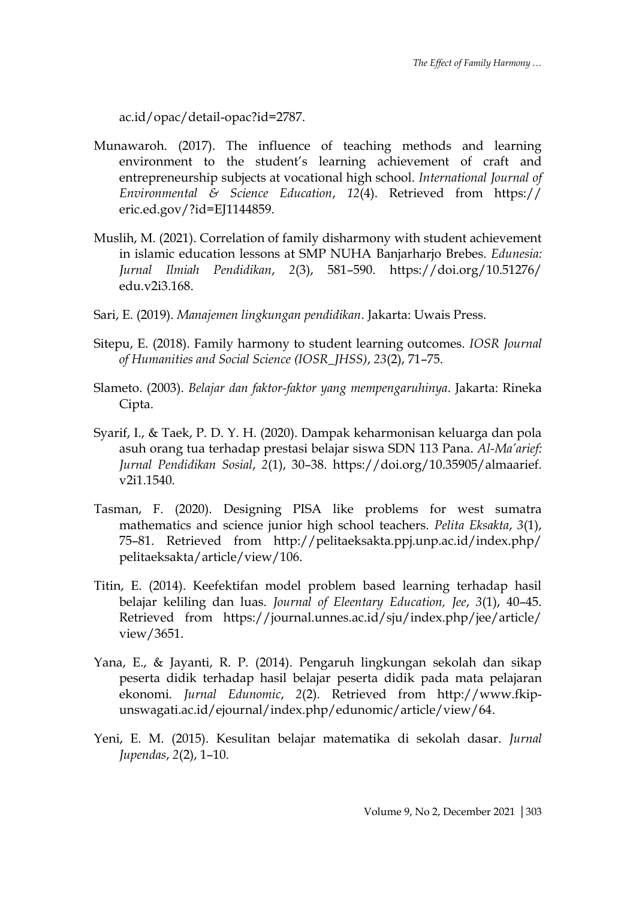ac.id/opac/detail-opac?id=2787.

Munawaroh. (2017). The influence of teaching methods and learning environment to the student's learning achievement of craft and entrepreneurship subjects at vocational high school. *International Journal of Environmental & Science Education*, *12*(4). Retrieved from https://eric.ed.gov/?id=EJ1144859.

Muslih, M. (2021). Correlation of family disharmony with student achievement in islamic education lessons at SMP NUHA Banjarharjo Brebes. *Edunesia: Jurnal Ilmiah Pendidikan*, *2*(3), 581–590. https://doi.org/10.51276/edu.v2i3.168.

Sari, E. (2019). *Manajemen lingkungan pendidikan*. Jakarta: Uwais Press.

Sitepu, E. (2018). Family harmony to student learning outcomes. *IOSR Journal of Humanities and Social Science (IOSR_JHSS)*, *23*(2), 71–75.

Slameto. (2003). *Belajar dan faktor-faktor yang mempengaruhinya*. Jakarta: Rineka Cipta.

Syarif, I., & Taek, P. D. Y. H. (2020). Dampak keharmonisan keluarga dan pola asuh orang tua terhadap prestasi belajar siswa SDN 113 Pana. *Al-Ma'arief: Jurnal Pendidikan Sosial*, *2*(1), 30–38. https://doi.org/10.35905/almaarief.v2i1.1540.

Tasman, F. (2020). Designing PISA like problems for west sumatra mathematics and science junior high school teachers. *Pelita Eksakta*, *3*(1), 75–81. Retrieved from http://pelitaeksakta.ppj.unp.ac.id/index.php/pelitaeksakta/article/view/106.

Titin, E. (2014). Keefektifan model problem based learning terhadap hasil belajar keliling dan luas. *Journal of Eleentary Education, Jee*, *3*(1), 40–45. Retrieved from https://journal.unnes.ac.id/sju/index.php/jee/article/view/3651.

Yana, E., & Jayanti, R. P. (2014). Pengaruh lingkungan sekolah dan sikap peserta didik terhadap hasil belajar peserta didik pada mata pelajaran ekonomi. *Jurnal Edunomic*, *2*(2). Retrieved from http://www.fkip-unswagati.ac.id/ejournal/index.php/edunomic/article/view/64.

Yeni, E. M. (2015). Kesulitan belajar matematika di sekolah dasar. *Jurnal Jupendas*, *2*(2), 1–10.